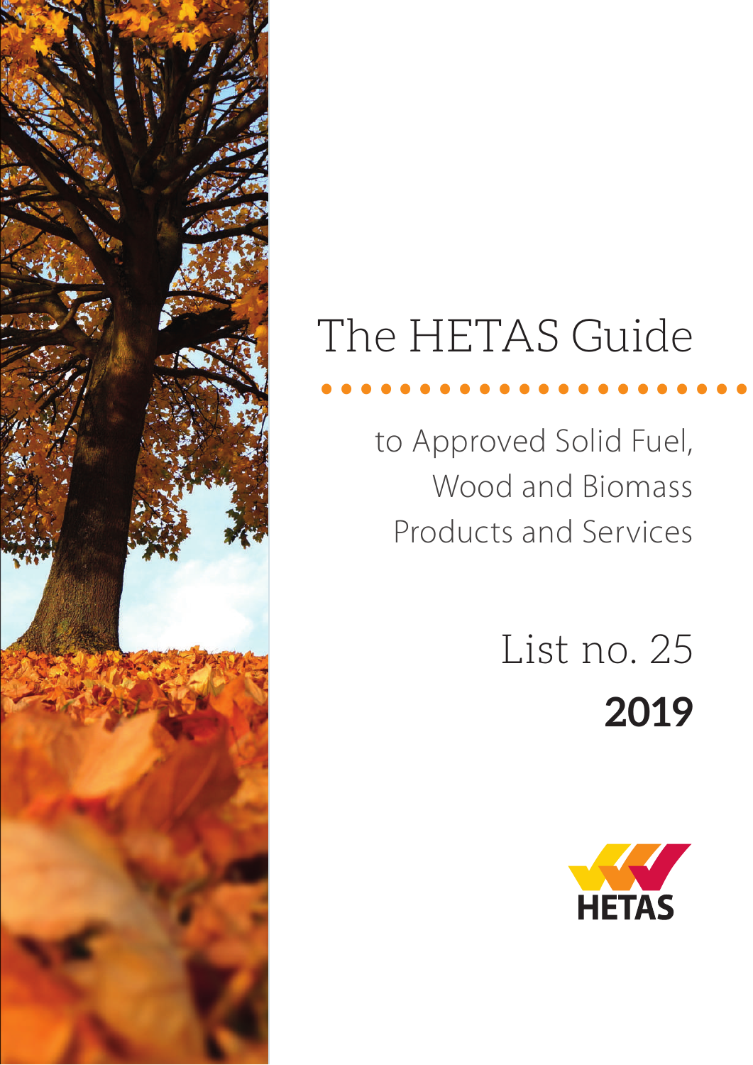# The HETAS Guide

to Approved Solid Fuel,
Wood and Biomass
Products and Services

List no. 25

**2019**

HETAS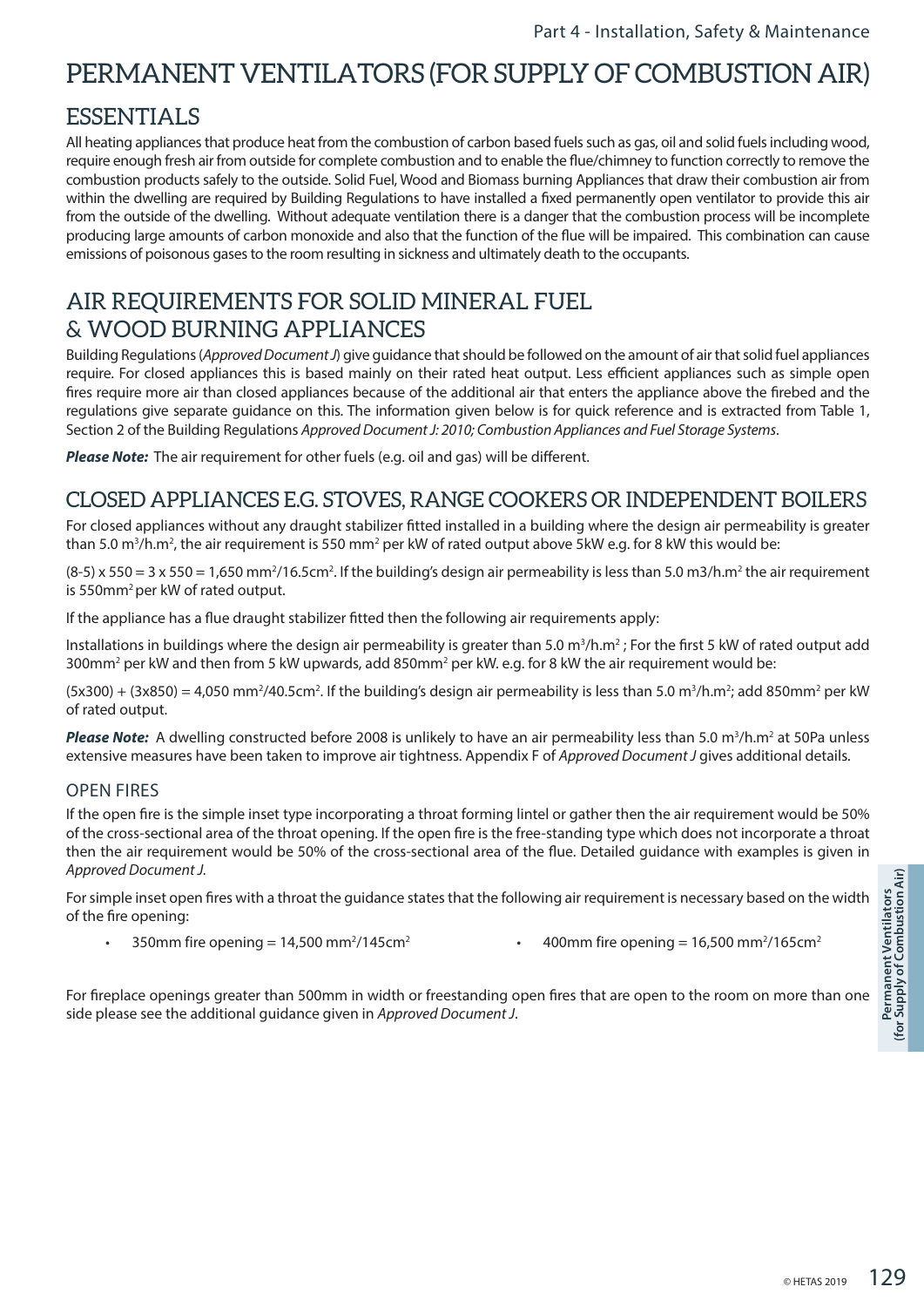# PERMANENT VENTILATORS (FOR SUPPLY OF COMBUSTION AIR)

## ESSENTIALS

All heating appliances that produce heat from the combustion of carbon based fuels such as gas, oil and solid fuels including wood, require enough fresh air from outside for complete combustion and to enable the flue/chimney to function correctly to remove the combustion products safely to the outside. Solid Fuel, Wood and Biomass burning Appliances that draw their combustion air from within the dwelling are required by Building Regulations to have installed a fixed permanently open ventilator to provide this air from the outside of the dwelling. Without adequate ventilation there is a danger that the combustion process will be incomplete producing large amounts of carbon monoxide and also that the function of the flue will be impaired. This combination can cause emissions of poisonous gases to the room resulting in sickness and ultimately death to the occupants.

## AIR REQUIREMENTS FOR SOLID MINERAL FUEL & WOOD BURNING APPLIANCES

Building Regulations (*Approved Document J*) give guidance that should be followed on the amount of air that solid fuel appliances require. For closed appliances this is based mainly on their rated heat output. Less efficient appliances such as simple open fires require more air than closed appliances because of the additional air that enters the appliance above the firebed and the regulations give separate guidance on this. The information given below is for quick reference and is extracted from Table 1, Section 2 of the Building Regulations *Approved Document J: 2010; Combustion Appliances and Fuel Storage Systems*.

***Please Note:*** The air requirement for other fuels (e.g. oil and gas) will be different.

## CLOSED APPLIANCES E.G. STOVES, RANGE COOKERS OR INDEPENDENT BOILERS

For closed appliances without any draught stabilizer fitted installed in a building where the design air permeability is greater than 5.0 $m^3/h.m^2$, the air requirement is 550 $mm^2$ per kW of rated output above 5kW e.g. for 8 kW this would be:

$(8-5) \times 550 = 3 \times 550 = 1{,}650$ $mm^2$/16.5$cm^2$. If the building's design air permeability is less than 5.0 m3/h.$m^2$ the air requirement is 550$mm^2$ per kW of rated output.

If the appliance has a flue draught stabilizer fitted then the following air requirements apply:

Installations in buildings where the design air permeability is greater than 5.0 $m^3/h.m^2$ ; For the first 5 kW of rated output add 300$mm^2$ per kW and then from 5 kW upwards, add 850$mm^2$ per kW. e.g. for 8 kW the air requirement would be:

$(5 \times 300) + (3 \times 850) = 4{,}050$ $mm^2$/40.5$cm^2$. If the building's design air permeability is less than 5.0 $m^3/h.m^2$; add 850$mm^2$ per kW of rated output.

***Please Note:*** A dwelling constructed before 2008 is unlikely to have an air permeability less than 5.0 $m^3/h.m^2$ at 50Pa unless extensive measures have been taken to improve air tightness. Appendix F of *Approved Document J* gives additional details.

### OPEN FIRES

If the open fire is the simple inset type incorporating a throat forming lintel or gather then the air requirement would be 50% of the cross-sectional area of the throat opening. If the open fire is the free-standing type which does not incorporate a throat then the air requirement would be 50% of the cross-sectional area of the flue. Detailed guidance with examples is given in *Approved Document J.*

For simple inset open fires with a throat the guidance states that the following air requirement is necessary based on the width of the fire opening:

- 350mm fire opening = 14,500 $mm^2$/145$cm^2$
- 400mm fire opening = 16,500 $mm^2$/165$cm^2$

For fireplace openings greater than 500mm in width or freestanding open fires that are open to the room on more than one side please see the additional guidance given in *Approved Document J*.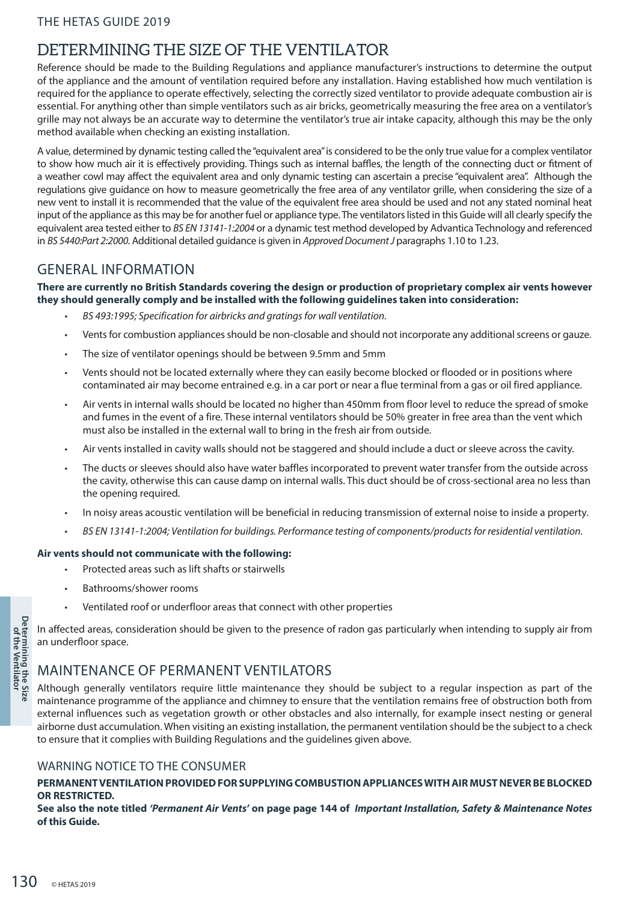# DETERMINING THE SIZE OF THE VENTILATOR

Reference should be made to the Building Regulations and appliance manufacturer's instructions to determine the output of the appliance and the amount of ventilation required before any installation. Having established how much ventilation is required for the appliance to operate effectively, selecting the correctly sized ventilator to provide adequate combustion air is essential. For anything other than simple ventilators such as air bricks, geometrically measuring the free area on a ventilator's grille may not always be an accurate way to determine the ventilator's true air intake capacity, although this may be the only method available when checking an existing installation.

A value, determined by dynamic testing called the "equivalent area" is considered to be the only true value for a complex ventilator to show how much air it is effectively providing. Things such as internal baffles, the length of the connecting duct or fitment of a weather cowl may affect the equivalent area and only dynamic testing can ascertain a precise "equivalent area". Although the regulations give guidance on how to measure geometrically the free area of any ventilator grille, when considering the size of a new vent to install it is recommended that the value of the equivalent free area should be used and not any stated nominal heat input of the appliance as this may be for another fuel or appliance type. The ventilators listed in this Guide will all clearly specify the equivalent area tested either to *BS EN 13141-1:2004* or a dynamic test method developed by Advantica Technology and referenced in *BS 5440:Part 2:2000*. Additional detailed guidance is given in *Approved Document J* paragraphs 1.10 to 1.23.

## GENERAL INFORMATION

**There are currently no British Standards covering the design or production of proprietary complex air vents however they should generally comply and be installed with the following guidelines taken into consideration:**

- *BS 493:1995; Specification for airbricks and gratings for wall ventilation.*
- Vents for combustion appliances should be non-closable and should not incorporate any additional screens or gauze.
- The size of ventilator openings should be between 9.5mm and 5mm
- Vents should not be located externally where they can easily become blocked or flooded or in positions where contaminated air may become entrained e.g. in a car port or near a flue terminal from a gas or oil fired appliance.
- Air vents in internal walls should be located no higher than 450mm from floor level to reduce the spread of smoke and fumes in the event of a fire. These internal ventilators should be 50% greater in free area than the vent which must also be installed in the external wall to bring in the fresh air from outside.
- Air vents installed in cavity walls should not be staggered and should include a duct or sleeve across the cavity.
- The ducts or sleeves should also have water baffles incorporated to prevent water transfer from the outside across the cavity, otherwise this can cause damp on internal walls. This duct should be of cross-sectional area no less than the opening required.
- In noisy areas acoustic ventilation will be beneficial in reducing transmission of external noise to inside a property.
- *BS EN 13141-1:2004; Ventilation for buildings. Performance testing of components/products for residential ventilation.*

**Air vents should not communicate with the following:**

- Protected areas such as lift shafts or stairwells
- Bathrooms/shower rooms
- Ventilated roof or underfloor areas that connect with other properties

In affected areas, consideration should be given to the presence of radon gas particularly when intending to supply air from an underfloor space.

## MAINTENANCE OF PERMANENT VENTILATORS

Although generally ventilators require little maintenance they should be subject to a regular inspection as part of the maintenance programme of the appliance and chimney to ensure that the ventilation remains free of obstruction both from external influences such as vegetation growth or other obstacles and also internally, for example insect nesting or general airborne dust accumulation. When visiting an existing installation, the permanent ventilation should be the subject to a check to ensure that it complies with Building Regulations and the guidelines given above.

### WARNING NOTICE TO THE CONSUMER

**PERMANENT VENTILATION PROVIDED FOR SUPPLYING COMBUSTION APPLIANCES WITH AIR MUST NEVER BE BLOCKED OR RESTRICTED.**

**See also the note titled *'Permanent Air Vents'* on page page 144 of *Important Installation, Safety & Maintenance Notes* of this Guide.**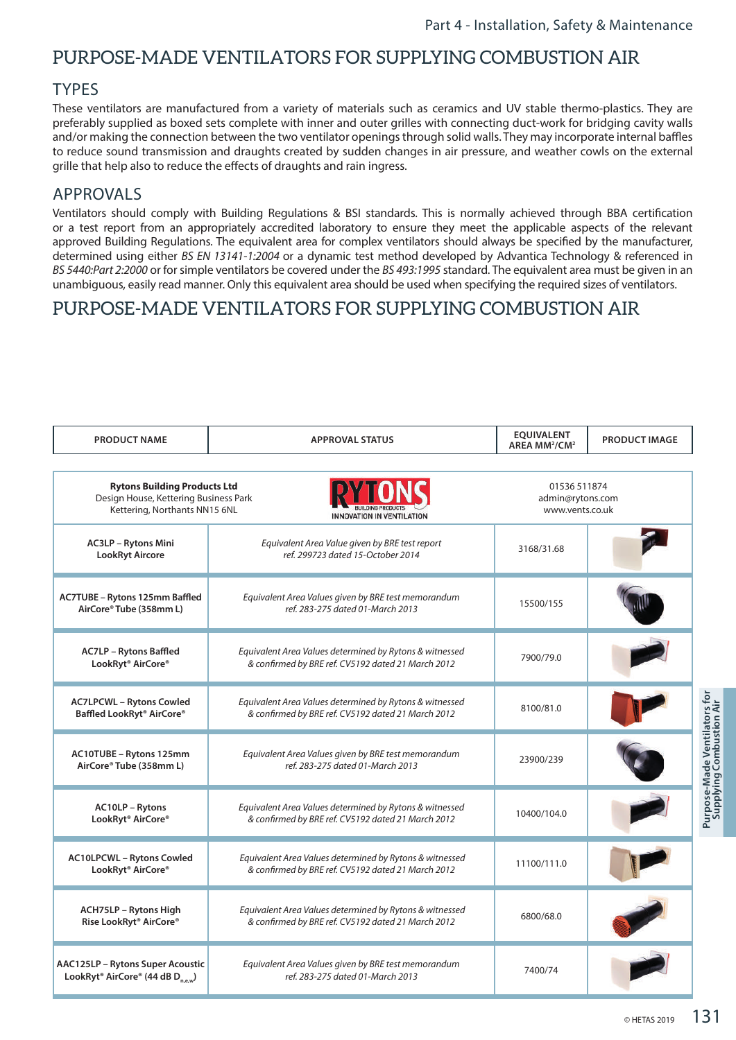# PURPOSE-MADE VENTILATORS FOR SUPPLYING COMBUSTION AIR

## TYPES

These ventilators are manufactured from a variety of materials such as ceramics and UV stable thermo-plastics. They are preferably supplied as boxed sets complete with inner and outer grilles with connecting duct-work for bridging cavity walls and/or making the connection between the two ventilator openings through solid walls. They may incorporate internal baffles to reduce sound transmission and draughts created by sudden changes in air pressure, and weather cowls on the external grille that help also to reduce the effects of draughts and rain ingress.

## APPROVALS

Ventilators should comply with Building Regulations & BSI standards. This is normally achieved through BBA certification or a test report from an appropriately accredited laboratory to ensure they meet the applicable aspects of the relevant approved Building Regulations. The equivalent area for complex ventilators should always be specified by the manufacturer, determined using either *BS EN 13141-1:2004* or a dynamic test method developed by Advantica Technology & referenced in *BS 5440:Part 2:2000* or for simple ventilators be covered under the *BS 493:1995* standard. The equivalent area must be given in an unambiguous, easily read manner. Only this equivalent area should be used when specifying the required sizes of ventilators.

# PURPOSE-MADE VENTILATORS FOR SUPPLYING COMBUSTION AIR

| PRODUCT NAME | APPROVAL STATUS | EQUIVALENT AREA MM²/CM² | PRODUCT IMAGE |
|---|---|---|---|
| **Rytons Building Products Ltd** Design House, Kettering Business Park Kettering, Northants NN15 6NL | RYTONS BUILDING PRODUCTS INNOVATION IN VENTILATION | 01536 511874 admin@rytons.com www.vents.co.uk | |
| **AC3LP – Rytons Mini LookRyt Aircore** | *Equivalent Area Value given by BRE test report ref. 299723 dated 15-October 2014* | 3168/31.68 | |
| **AC7TUBE – Rytons 125mm Baffled AirCore® Tube (358mm L)** | *Equivalent Area Values given by BRE test memorandum ref. 283-275 dated 01-March 2013* | 15500/155 | |
| **AC7LP – Rytons Baffled LookRyt® AirCore®** | *Equivalent Area Values determined by Rytons & witnessed & confirmed by BRE ref. CV5192 dated 21 March 2012* | 7900/79.0 | |
| **AC7LPCWL – Rytons Cowled Baffled LookRyt® AirCore®** | *Equivalent Area Values determined by Rytons & witnessed & confirmed by BRE ref. CV5192 dated 21 March 2012* | 8100/81.0 | |
| **AC10TUBE – Rytons 125mm AirCore® Tube (358mm L)** | *Equivalent Area Values given by BRE test memorandum ref. 283-275 dated 01-March 2013* | 23900/239 | |
| **AC10LP – Rytons LookRyt® AirCore®** | *Equivalent Area Values determined by Rytons & witnessed & confirmed by BRE ref. CV5192 dated 21 March 2012* | 10400/104.0 | |
| **AC10LPCWL – Rytons Cowled LookRyt® AirCore®** | *Equivalent Area Values determined by Rytons & witnessed & confirmed by BRE ref. CV5192 dated 21 March 2012* | 11100/111.0 | |
| **ACH75LP – Rytons High Rise LookRyt® AirCore®** | *Equivalent Area Values determined by Rytons & witnessed & confirmed by BRE ref. CV5192 dated 21 March 2012* | 6800/68.0 | |
| **AAC125LP – Rytons Super Acoustic LookRyt® AirCore® (44 dB $D_{n,e,w}$)** | *Equivalent Area Values given by BRE test memorandum ref. 283-275 dated 01-March 2013* | 7400/74 | |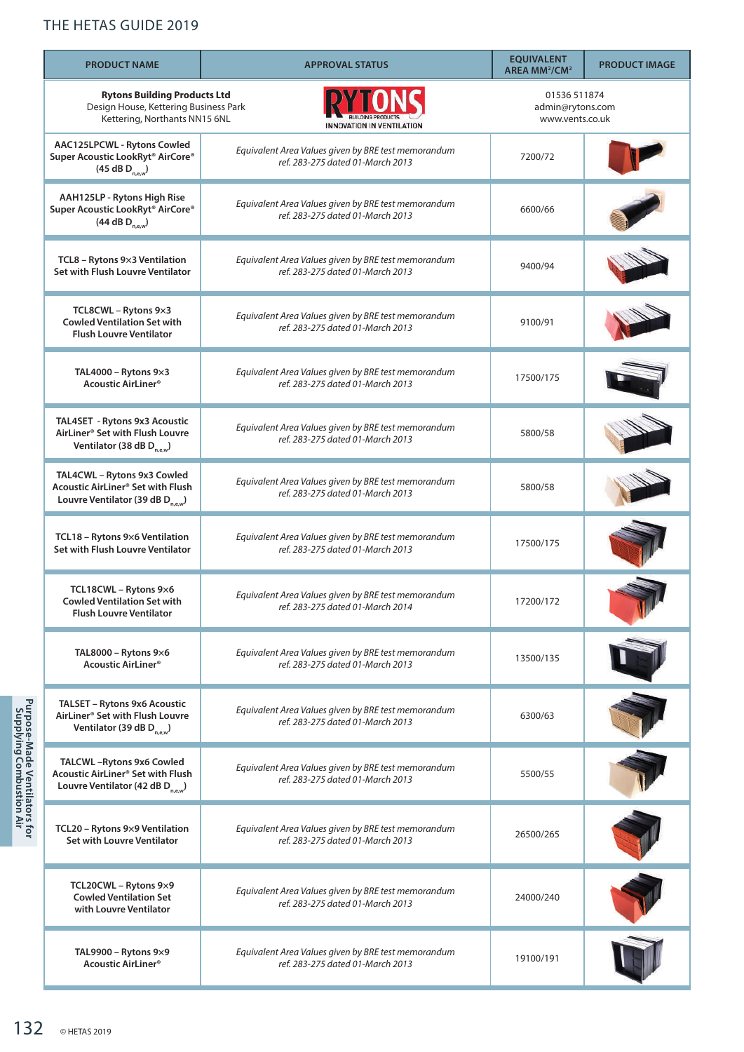| PRODUCT NAME | APPROVAL STATUS | EQUIVALENT AREA MM²/CM² | PRODUCT IMAGE |
|---|---|---|---|
| **Rytons Building Products Ltd** Design House, Kettering Business Park Kettering, Northants NN15 6NL | RYTONS BUILDING PRODUCTS INNOVATION IN VENTILATION | 01536 511874 admin@rytons.com www.vents.co.uk | |
| **AAC125LPCWL - Rytons Cowled Super Acoustic LookRyt® AirCore® (45 dB $D_{n,e,w}$)** | *Equivalent Area Values given by BRE test memorandum ref. 283-275 dated 01-March 2013* | 7200/72 | |
| **AAH125LP - Rytons High Rise Super Acoustic LookRyt® AirCore® (44 dB $D_{n,e,w}$)** | *Equivalent Area Values given by BRE test memorandum ref. 283-275 dated 01-March 2013* | 6600/66 | |
| **TCL8 – Rytons 9×3 Ventilation Set with Flush Louvre Ventilator** | *Equivalent Area Values given by BRE test memorandum ref. 283-275 dated 01-March 2013* | 9400/94 | |
| **TCL8CWL – Rytons 9×3 Cowled Ventilation Set with Flush Louvre Ventilator** | *Equivalent Area Values given by BRE test memorandum ref. 283-275 dated 01-March 2013* | 9100/91 | |
| **TAL4000 – Rytons 9×3 Acoustic AirLiner®** | *Equivalent Area Values given by BRE test memorandum ref. 283-275 dated 01-March 2013* | 17500/175 | |
| **TAL4SET - Rytons 9x3 Acoustic AirLiner® Set with Flush Louvre Ventilator (38 dB $D_{n,e,w}$)** | *Equivalent Area Values given by BRE test memorandum ref. 283-275 dated 01-March 2013* | 5800/58 | |
| **TAL4CWL – Rytons 9x3 Cowled Acoustic AirLiner® Set with Flush Louvre Ventilator (39 dB $D_{n,e,w}$)** | *Equivalent Area Values given by BRE test memorandum ref. 283-275 dated 01-March 2013* | 5800/58 | |
| **TCL18 – Rytons 9×6 Ventilation Set with Flush Louvre Ventilator** | *Equivalent Area Values given by BRE test memorandum ref. 283-275 dated 01-March 2013* | 17500/175 | |
| **TCL18CWL – Rytons 9×6 Cowled Ventilation Set with Flush Louvre Ventilator** | *Equivalent Area Values given by BRE test memorandum ref. 283-275 dated 01-March 2014* | 17200/172 | |
| **TAL8000 – Rytons 9×6 Acoustic AirLiner®** | *Equivalent Area Values given by BRE test memorandum ref. 283-275 dated 01-March 2013* | 13500/135 | |
| **TALSET – Rytons 9x6 Acoustic AirLiner® Set with Flush Louvre Ventilator (39 dB $D_{n,e,w}$)** | *Equivalent Area Values given by BRE test memorandum ref. 283-275 dated 01-March 2013* | 6300/63 | |
| **TALCWL –Rytons 9x6 Cowled Acoustic AirLiner® Set with Flush Louvre Ventilator (42 dB $D_{n,e,w}$)** | *Equivalent Area Values given by BRE test memorandum ref. 283-275 dated 01-March 2013* | 5500/55 | |
| **TCL20 – Rytons 9×9 Ventilation Set with Louvre Ventilator** | *Equivalent Area Values given by BRE test memorandum ref. 283-275 dated 01-March 2013* | 26500/265 | |
| **TCL20CWL – Rytons 9×9 Cowled Ventilation Set with Louvre Ventilator** | *Equivalent Area Values given by BRE test memorandum ref. 283-275 dated 01-March 2013* | 24000/240 | |
| **TAL9900 – Rytons 9×9 Acoustic AirLiner®** | *Equivalent Area Values given by BRE test memorandum ref. 283-275 dated 01-March 2013* | 19100/191 | |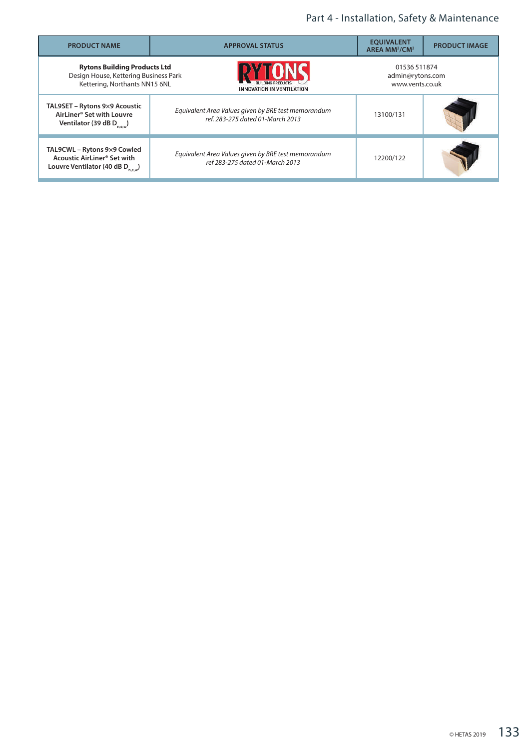| PRODUCT NAME | APPROVAL STATUS | EQUIVALENT AREA MM²/CM² | PRODUCT IMAGE |
|---|---|---|---|
| **Rytons Building Products Ltd** Design House, Kettering Business Park Kettering, Northants NN15 6NL | RYTONS BUILDING PRODUCTS INNOVATION IN VENTILATION | 01536 511874 admin@rytons.com www.vents.co.uk | |
| **TAL9SET – Rytons 9×9 Acoustic AirLiner® Set with Louvre Ventilator (39 dB $D_{n,e,w}$)** | *Equivalent Area Values given by BRE test memorandum ref. 283-275 dated 01-March 2013* | 13100/131 | |
| **TAL9CWL – Rytons 9×9 Cowled Acoustic AirLiner® Set with Louvre Ventilator (40 dB $D_{n,e,w}$)** | *Equivalent Area Values given by BRE test memorandum ref 283-275 dated 01-March 2013* | 12200/122 | |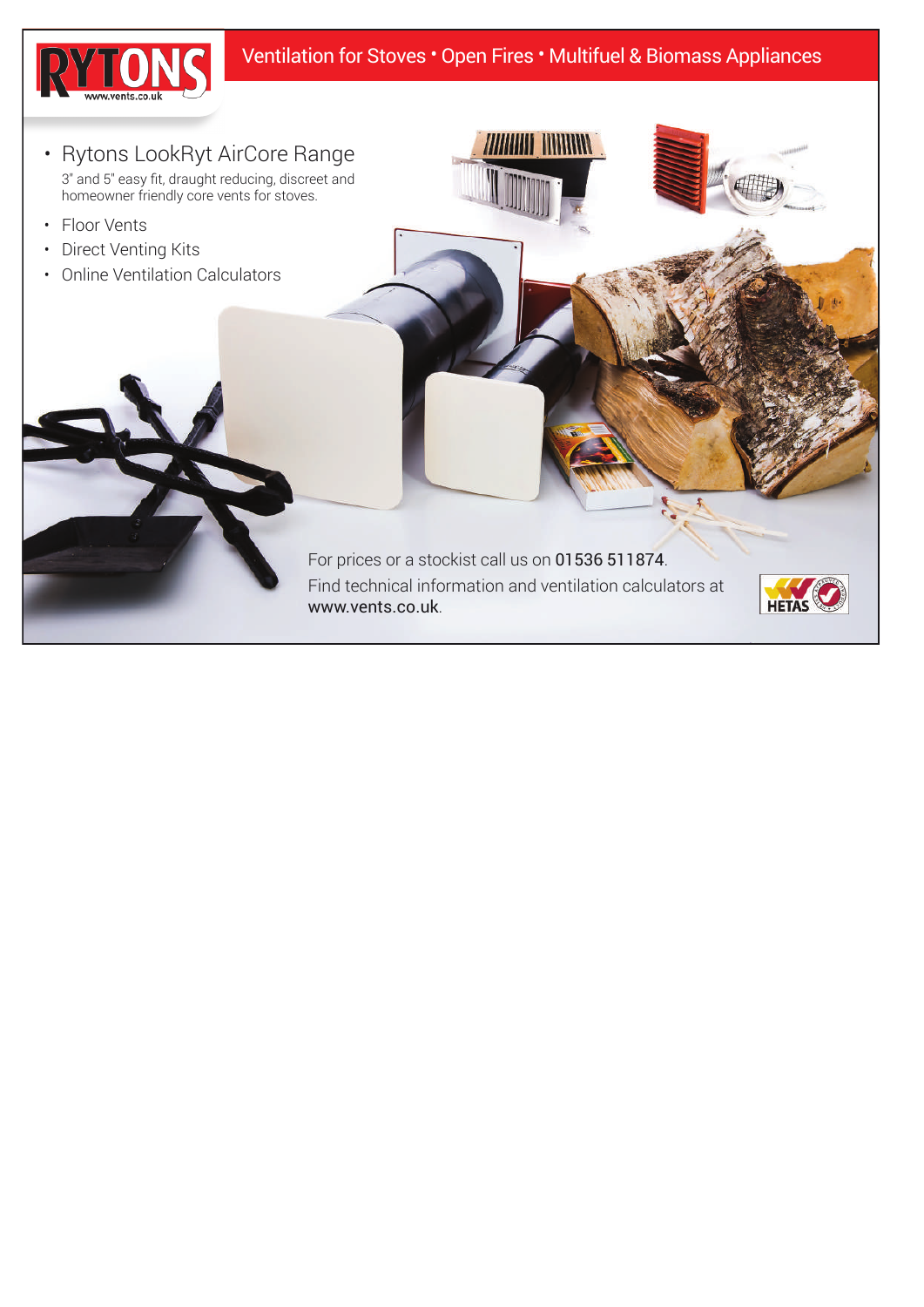RYTONS

www.vents.co.uk

Ventilation for Stoves • Open Fires • Multifuel & Biomass Appliances

- Rytons LookRyt AirCore Range
  3" and 5" easy fit, draught reducing, discreet and homeowner friendly core vents for stoves.
- Floor Vents
- Direct Venting Kits
- Online Ventilation Calculators

For prices or a stockist call us on 01536 511874.
Find technical information and ventilation calculators at www.vents.co.uk.

HETAS